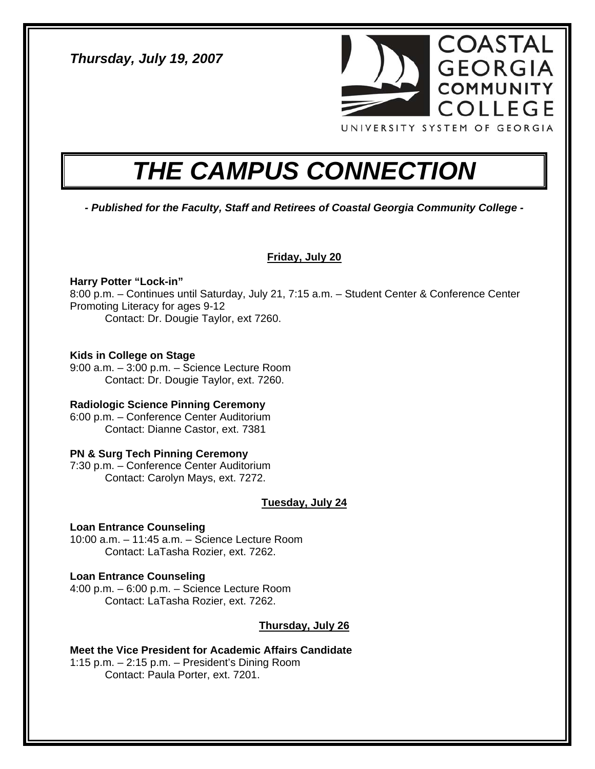*Thursday, July 19, 2007*

COASTAL GEORGIA COMMUNITY COLLEGE
UNIVERSITY SYSTEM OF GEORGIA

# *THE CAMPUS CONNECTION*

***- Published for the Faculty, Staff and Retirees of Coastal Georgia Community College -***

## Friday, July 20

**Harry Potter "Lock-in"**
8:00 p.m. – Continues until Saturday, July 21, 7:15 a.m. – Student Center & Conference Center
Promoting Literacy for ages 9-12
Contact: Dr. Dougie Taylor, ext 7260.

**Kids in College on Stage**
9:00 a.m. – 3:00 p.m. – Science Lecture Room
Contact: Dr. Dougie Taylor, ext. 7260.

**Radiologic Science Pinning Ceremony**
6:00 p.m. – Conference Center Auditorium
Contact: Dianne Castor, ext. 7381

**PN & Surg Tech Pinning Ceremony**
7:30 p.m. – Conference Center Auditorium
Contact: Carolyn Mays, ext. 7272.

## Tuesday, July 24

**Loan Entrance Counseling**
10:00 a.m. – 11:45 a.m. – Science Lecture Room
Contact: LaTasha Rozier, ext. 7262.

**Loan Entrance Counseling**
4:00 p.m. – 6:00 p.m. – Science Lecture Room
Contact: LaTasha Rozier, ext. 7262.

## Thursday, July 26

**Meet the Vice President for Academic Affairs Candidate**
1:15 p.m. – 2:15 p.m. – President's Dining Room
Contact: Paula Porter, ext. 7201.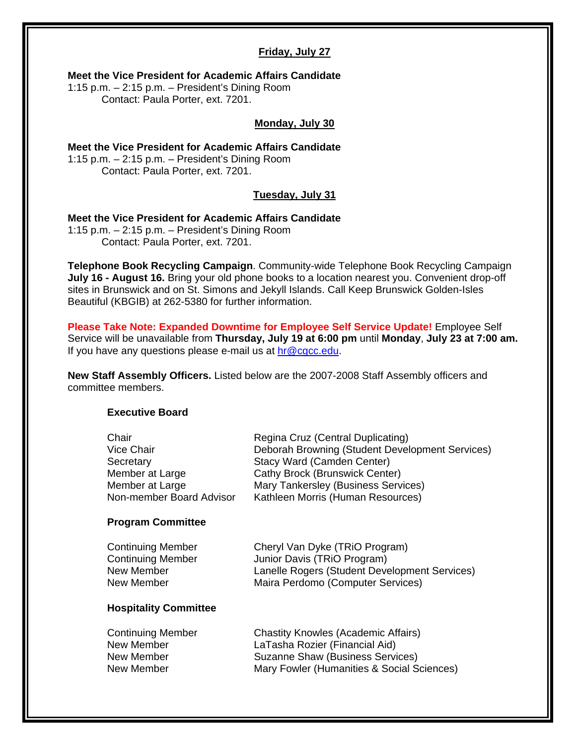**Friday, July 27**

**Meet the Vice President for Academic Affairs Candidate**
1:15 p.m. – 2:15 p.m. – President's Dining Room
Contact: Paula Porter, ext. 7201.

**Monday, July 30**

**Meet the Vice President for Academic Affairs Candidate**
1:15 p.m. – 2:15 p.m. – President's Dining Room
Contact: Paula Porter, ext. 7201.

**Tuesday, July 31**

**Meet the Vice President for Academic Affairs Candidate**
1:15 p.m. – 2:15 p.m. – President's Dining Room
Contact: Paula Porter, ext. 7201.

**Telephone Book Recycling Campaign**. Community-wide Telephone Book Recycling Campaign **July 16 - August 16.** Bring your old phone books to a location nearest you. Convenient drop-off sites in Brunswick and on St. Simons and Jekyll Islands. Call Keep Brunswick Golden-Isles Beautiful (KBGIB) at 262-5380 for further information.

**Please Take Note: Expanded Downtime for Employee Self Service Update!** Employee Self Service will be unavailable from **Thursday, July 19 at 6:00 pm** until **Monday**, **July 23 at 7:00 am.** If you have any questions please e-mail us at hr@cgcc.edu.

**New Staff Assembly Officers.** Listed below are the 2007-2008 Staff Assembly officers and committee members.

**Executive Board**

| | |
|---|---|
| Chair | Regina Cruz (Central Duplicating) |
| Vice Chair | Deborah Browning (Student Development Services) |
| Secretary | Stacy Ward (Camden Center) |
| Member at Large | Cathy Brock (Brunswick Center) |
| Member at Large | Mary Tankersley (Business Services) |
| Non-member Board Advisor | Kathleen Morris (Human Resources) |

**Program Committee**

| | |
|---|---|
| Continuing Member | Cheryl Van Dyke (TRiO Program) |
| Continuing Member | Junior Davis (TRiO Program) |
| New Member | Lanelle Rogers (Student Development Services) |
| New Member | Maira Perdomo (Computer Services) |

**Hospitality Committee**

| | |
|---|---|
| Continuing Member | Chastity Knowles (Academic Affairs) |
| New Member | LaTasha Rozier (Financial Aid) |
| New Member | Suzanne Shaw (Business Services) |
| New Member | Mary Fowler (Humanities & Social Sciences) |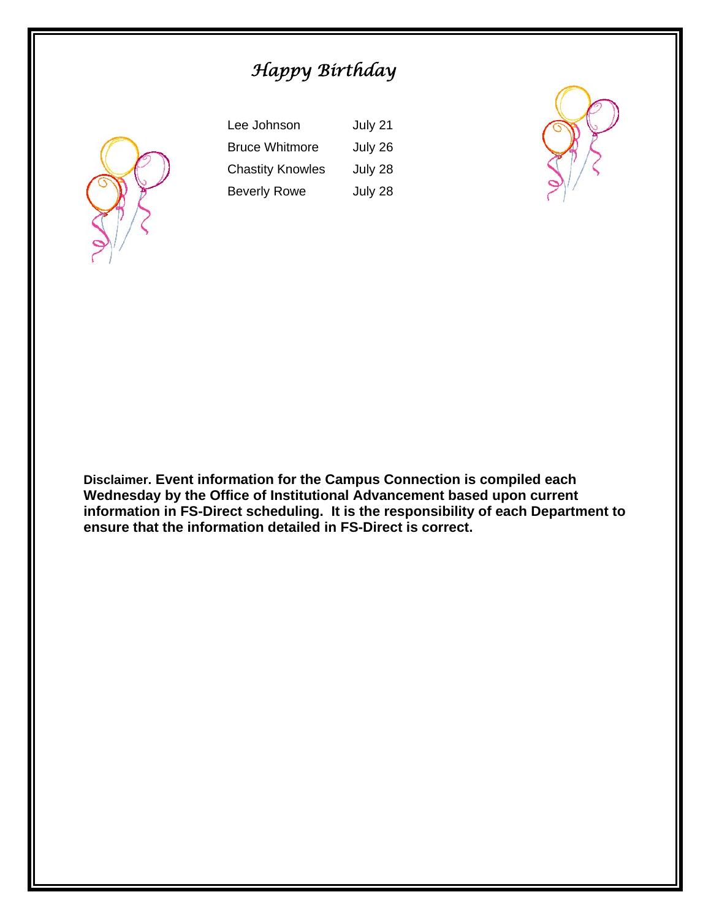# *Happy Birthday*

| | |
|---|---|
| Lee Johnson | July 21 |
| Bruce Whitmore | July 26 |
| Chastity Knowles | July 28 |
| Beverly Rowe | July 28 |

**Disclaimer. Event information for the Campus Connection is compiled each Wednesday by the Office of Institutional Advancement based upon current information in FS-Direct scheduling. It is the responsibility of each Department to ensure that the information detailed in FS-Direct is correct.**